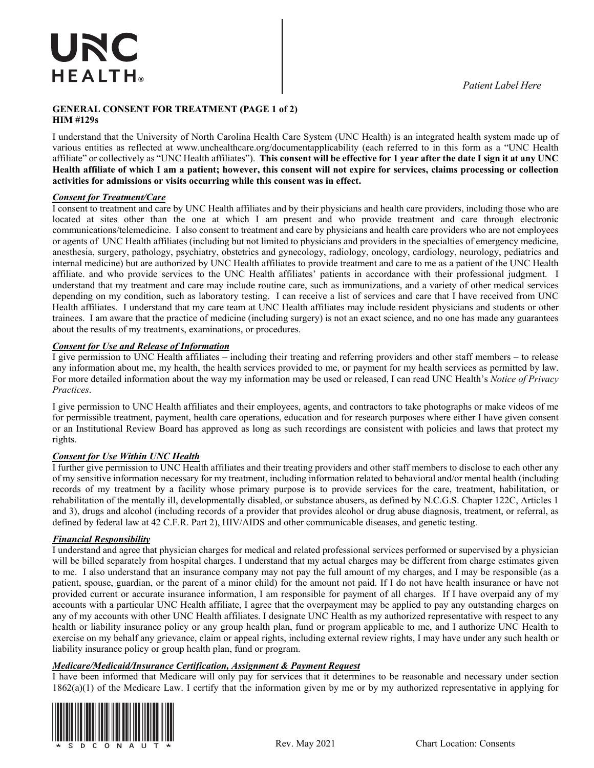UNC HEALTH®

*Patient Label Here*

**GENERAL CONSENT FOR TREATMENT (PAGE 1 of 2)**
**HIM #129s**

I understand that the University of North Carolina Health Care System (UNC Health) is an integrated health system made up of various entities as reflected at www.unchealthcare.org/documentapplicability (each referred to in this form as a "UNC Health affiliate" or collectively as "UNC Health affiliates"). **This consent will be effective for 1 year after the date I sign it at any UNC Health affiliate of which I am a patient; however, this consent will not expire for services, claims processing or collection activities for admissions or visits occurring while this consent was in effect.**

***Consent for Treatment/Care***

I consent to treatment and care by UNC Health affiliates and by their physicians and health care providers, including those who are located at sites other than the one at which I am present and who provide treatment and care through electronic communications/telemedicine. I also consent to treatment and care by physicians and health care providers who are not employees or agents of UNC Health affiliates (including but not limited to physicians and providers in the specialties of emergency medicine, anesthesia, surgery, pathology, psychiatry, obstetrics and gynecology, radiology, oncology, cardiology, neurology, pediatrics and internal medicine) but are authorized by UNC Health affiliates to provide treatment and care to me as a patient of the UNC Health affiliate. and who provide services to the UNC Health affiliates' patients in accordance with their professional judgment. I understand that my treatment and care may include routine care, such as immunizations, and a variety of other medical services depending on my condition, such as laboratory testing. I can receive a list of services and care that I have received from UNC Health affiliates. I understand that my care team at UNC Health affiliates may include resident physicians and students or other trainees. I am aware that the practice of medicine (including surgery) is not an exact science, and no one has made any guarantees about the results of my treatments, examinations, or procedures.

***Consent for Use and Release of Information***

I give permission to UNC Health affiliates – including their treating and referring providers and other staff members – to release any information about me, my health, the health services provided to me, or payment for my health services as permitted by law. For more detailed information about the way my information may be used or released, I can read UNC Health's *Notice of Privacy Practices*.

I give permission to UNC Health affiliates and their employees, agents, and contractors to take photographs or make videos of me for permissible treatment, payment, health care operations, education and for research purposes where either I have given consent or an Institutional Review Board has approved as long as such recordings are consistent with policies and laws that protect my rights.

***Consent for Use Within UNC Health***

I further give permission to UNC Health affiliates and their treating providers and other staff members to disclose to each other any of my sensitive information necessary for my treatment, including information related to behavioral and/or mental health (including records of my treatment by a facility whose primary purpose is to provide services for the care, treatment, habilitation, or rehabilitation of the mentally ill, developmentally disabled, or substance abusers, as defined by N.C.G.S. Chapter 122C, Articles 1 and 3), drugs and alcohol (including records of a provider that provides alcohol or drug abuse diagnosis, treatment, or referral, as defined by federal law at 42 C.F.R. Part 2), HIV/AIDS and other communicable diseases, and genetic testing.

***Financial Responsibility***

I understand and agree that physician charges for medical and related professional services performed or supervised by a physician will be billed separately from hospital charges. I understand that my actual charges may be different from charge estimates given to me. I also understand that an insurance company may not pay the full amount of my charges, and I may be responsible (as a patient, spouse, guardian, or the parent of a minor child) for the amount not paid. If I do not have health insurance or have not provided current or accurate insurance information, I am responsible for payment of all charges. If I have overpaid any of my accounts with a particular UNC Health affiliate, I agree that the overpayment may be applied to pay any outstanding charges on any of my accounts with other UNC Health affiliates. I designate UNC Health as my authorized representative with respect to any health or liability insurance policy or any group health plan, fund or program applicable to me, and I authorize UNC Health to exercise on my behalf any grievance, claim or appeal rights, including external review rights, I may have under any such health or liability insurance policy or group health plan, fund or program.

***Medicare/Medicaid/Insurance Certification, Assignment & Payment Request***

I have been informed that Medicare will only pay for services that it determines to be reasonable and necessary under section 1862(a)(1) of the Medicare Law. I certify that the information given by me or by my authorized representative in applying for

\*SDCONAUT\*

Rev. May 2021 Chart Location: Consents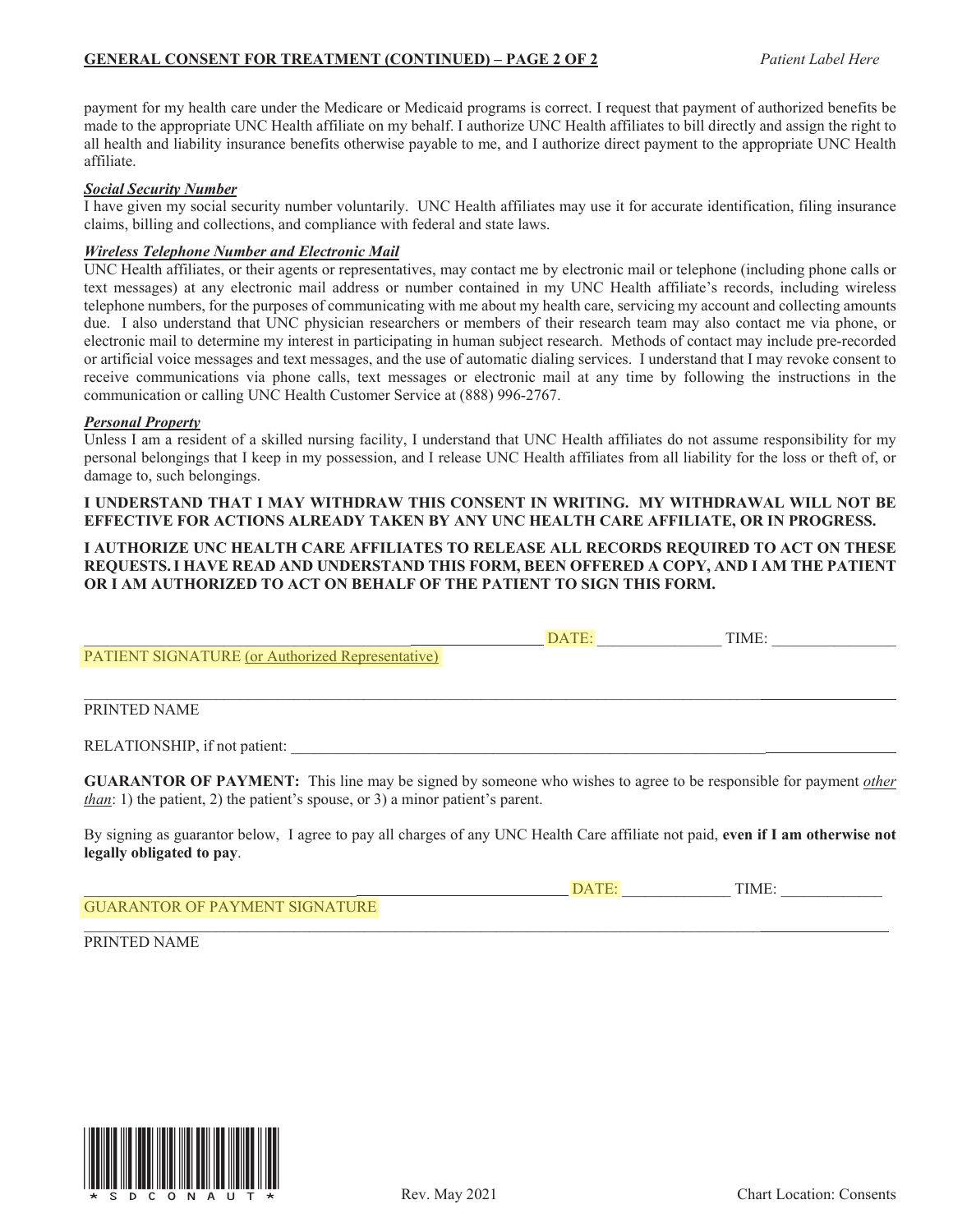payment for my health care under the Medicare or Medicaid programs is correct. I request that payment of authorized benefits be made to the appropriate UNC Health affiliate on my behalf. I authorize UNC Health affiliates to bill directly and assign the right to all health and liability insurance benefits otherwise payable to me, and I authorize direct payment to the appropriate UNC Health affiliate.

***Social Security Number***

I have given my social security number voluntarily. UNC Health affiliates may use it for accurate identification, filing insurance claims, billing and collections, and compliance with federal and state laws.

***Wireless Telephone Number and Electronic Mail***

UNC Health affiliates, or their agents or representatives, may contact me by electronic mail or telephone (including phone calls or text messages) at any electronic mail address or number contained in my UNC Health affiliate's records, including wireless telephone numbers, for the purposes of communicating with me about my health care, servicing my account and collecting amounts due. I also understand that UNC physician researchers or members of their research team may also contact me via phone, or electronic mail to determine my interest in participating in human subject research. Methods of contact may include pre-recorded or artificial voice messages and text messages, and the use of automatic dialing services. I understand that I may revoke consent to receive communications via phone calls, text messages or electronic mail at any time by following the instructions in the communication or calling UNC Health Customer Service at (888) 996-2767.

***Personal Property***

Unless I am a resident of a skilled nursing facility, I understand that UNC Health affiliates do not assume responsibility for my personal belongings that I keep in my possession, and I release UNC Health affiliates from all liability for the loss or theft of, or damage to, such belongings.

**I UNDERSTAND THAT I MAY WITHDRAW THIS CONSENT IN WRITING. MY WITHDRAWAL WILL NOT BE EFFECTIVE FOR ACTIONS ALREADY TAKEN BY ANY UNC HEALTH CARE AFFILIATE, OR IN PROGRESS.**

**I AUTHORIZE UNC HEALTH CARE AFFILIATES TO RELEASE ALL RECORDS REQUIRED TO ACT ON THESE REQUESTS. I HAVE READ AND UNDERSTAND THIS FORM, BEEN OFFERED A COPY, AND I AM THE PATIENT OR I AM AUTHORIZED TO ACT ON BEHALF OF THE PATIENT TO SIGN THIS FORM.**

_________________________________________________ DATE: _______________ TIME: _______________

PATIENT SIGNATURE (or Authorized Representative)

_____________________________________________________________________________

PRINTED NAME

RELATIONSHIP, if not patient: ________________________________________________

**GUARANTOR OF PAYMENT:** This line may be signed by someone who wishes to agree to be responsible for payment *other than*: 1) the patient, 2) the patient's spouse, or 3) a minor patient's parent.

By signing as guarantor below, I agree to pay all charges of any UNC Health Care affiliate not paid, **even if I am otherwise not legally obligated to pay**.

_________________________________________________ DATE: _____________ TIME: ____________

GUARANTOR OF PAYMENT SIGNATURE

_____________________________________________________________________________

PRINTED NAME

*SDCONAUT*

Rev. May 2021

Chart Location: Consents